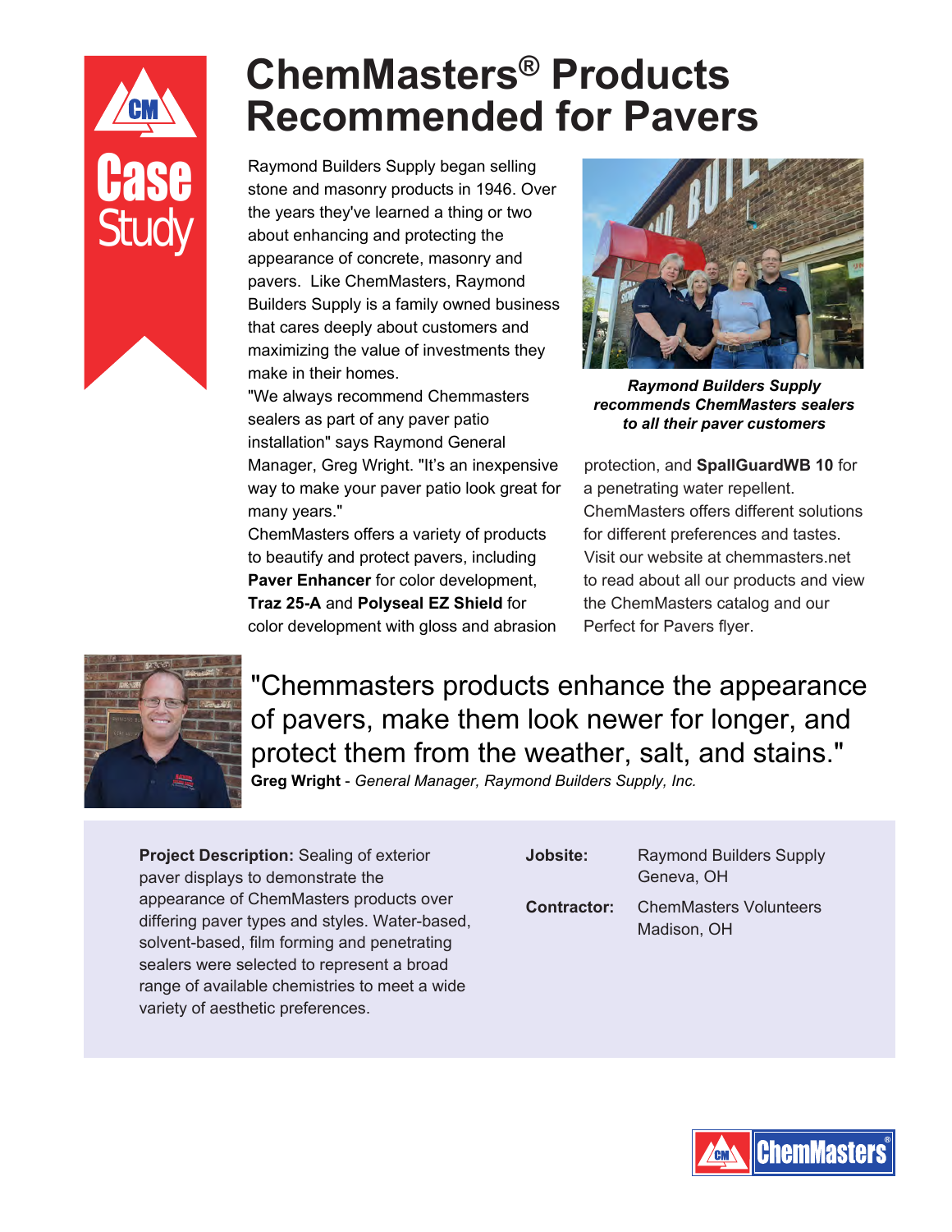Case Study

# ChemMasters® Products Recommended for Pavers

Raymond Builders Supply began selling stone and masonry products in 1946. Over the years they've learned a thing or two about enhancing and protecting the appearance of concrete, masonry and pavers. Like ChemMasters, Raymond Builders Supply is a family owned business that cares deeply about customers and maximizing the value of investments they make in their homes.

"We always recommend Chemmasters sealers as part of any paver patio installation" says Raymond General Manager, Greg Wright. "It's an inexpensive way to make your paver patio look great for many years."

ChemMasters offers a variety of products to beautify and protect pavers, including **Paver Enhancer** for color development, **Traz 25-A** and **Polyseal EZ Shield** for color development with gloss and abrasion protection, and **SpallGuardWB 10** for a penetrating water repellent. ChemMasters offers different solutions for different preferences and tastes. Visit our website at chemmasters.net to read about all our products and view the ChemMasters catalog and our Perfect for Pavers flyer.

***Raymond Builders Supply recommends ChemMasters sealers to all their paver customers***

"Chemmasters products enhance the appearance of pavers, make them look newer for longer, and protect them from the weather, salt, and stains."

**Greg Wright** - *General Manager, Raymond Builders Supply, Inc.*

**Project Description:** Sealing of exterior paver displays to demonstrate the appearance of ChemMasters products over differing paver types and styles. Water-based, solvent-based, film forming and penetrating sealers were selected to represent a broad range of available chemistries to meet a wide variety of aesthetic preferences.

**Jobsite:** Raymond Builders Supply
Geneva, OH

**Contractor:** ChemMasters Volunteers
Madison, OH

ChemMasters®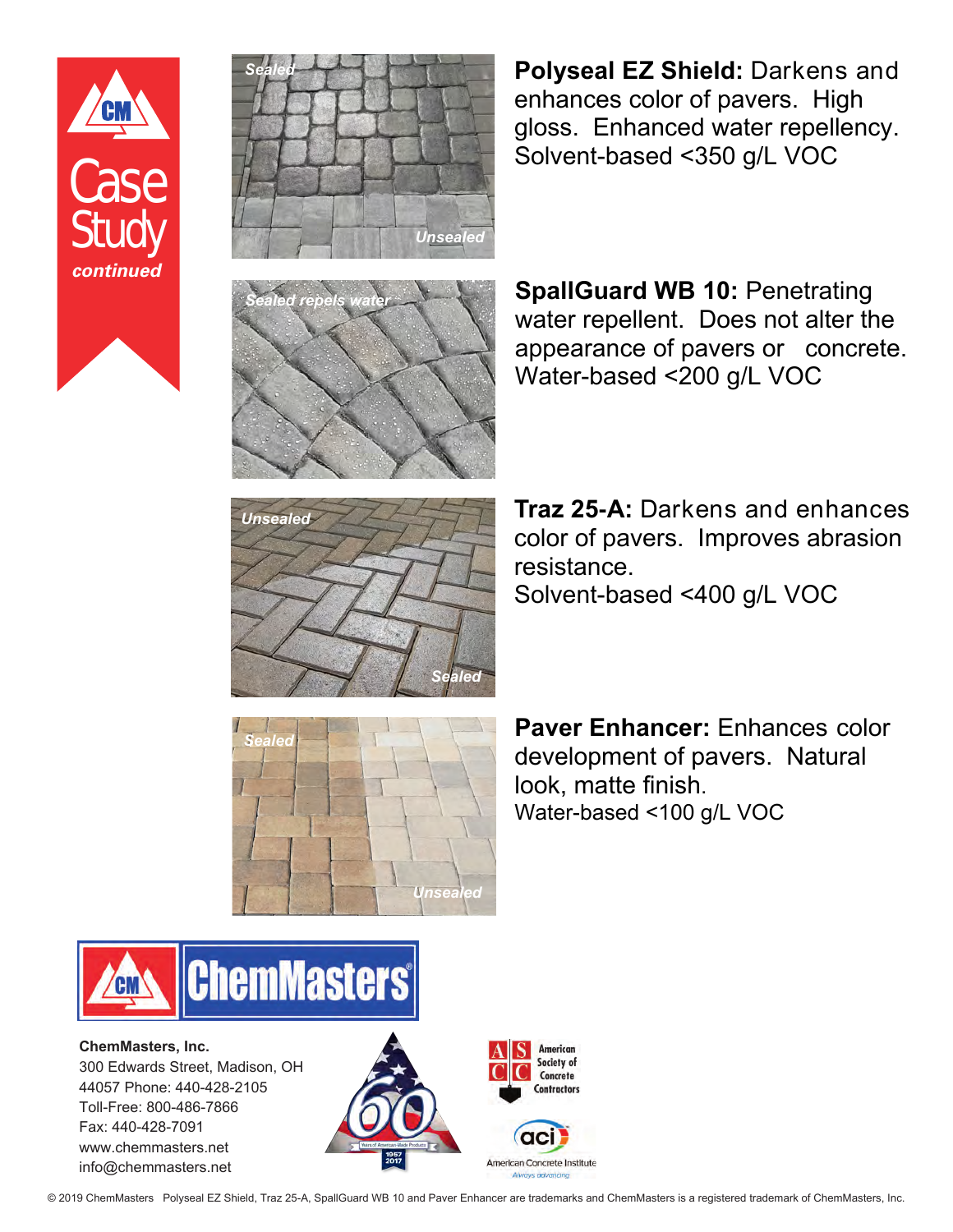Case Study

*continued*

**Polyseal EZ Shield:** Darkens and enhances color of pavers. High gloss. Enhanced water repellency. Solvent-based <350 g/L VOC

**SpallGuard WB 10:** Penetrating water repellent. Does not alter the appearance of pavers or concrete. Water-based <200 g/L VOC

**Traz 25-A:** Darkens and enhances color of pavers. Improves abrasion resistance.
Solvent-based <400 g/L VOC

**Paver Enhancer:** Enhances color development of pavers. Natural look, matte finish.
Water-based <100 g/L VOC

**ChemMasters, Inc.**
300 Edwards Street, Madison, OH
44057 Phone: 440-428-2105
Toll-Free: 800-486-7866
Fax: 440-428-7091
www.chemmasters.net
info@chemmasters.net

© 2019 ChemMasters Polyseal EZ Shield, Traz 25-A, SpallGuard WB 10 and Paver Enhancer are trademarks and ChemMasters is a registered trademark of ChemMasters, Inc.